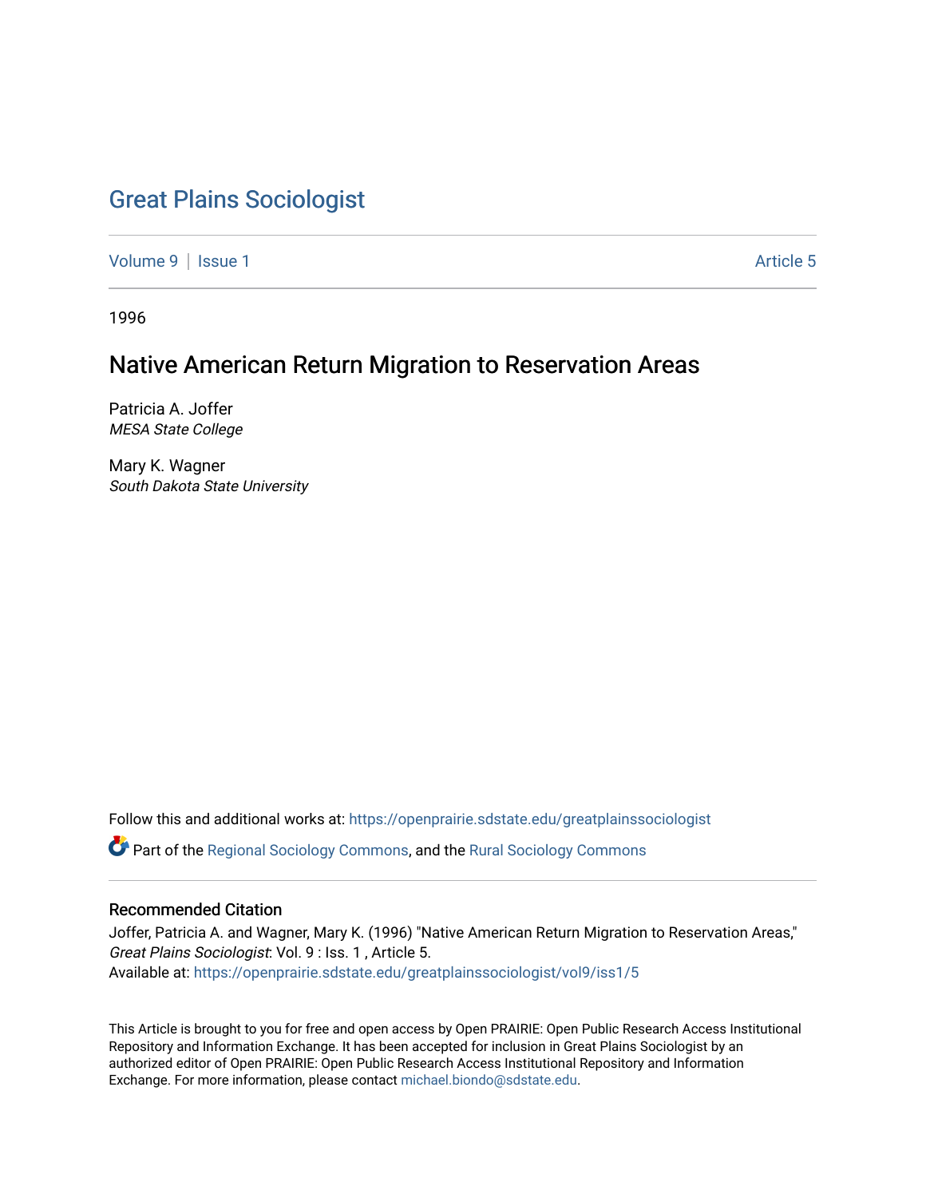# Great Plains Sociologist

Volume 9 | Issue 1 Article 5

1996

## Native American Return Migration to Reservation Areas

Patricia A. Joffer
*MESA State College*

Mary K. Wagner
*South Dakota State University*

Follow this and additional works at: https://openprairie.sdstate.edu/greatplainssociologist

Part of the Regional Sociology Commons, and the Rural Sociology Commons

### Recommended Citation

Joffer, Patricia A. and Wagner, Mary K. (1996) "Native American Return Migration to Reservation Areas," *Great Plains Sociologist*: Vol. 9 : Iss. 1 , Article 5.
Available at: https://openprairie.sdstate.edu/greatplainssociologist/vol9/iss1/5

This Article is brought to you for free and open access by Open PRAIRIE: Open Public Research Access Institutional Repository and Information Exchange. It has been accepted for inclusion in Great Plains Sociologist by an authorized editor of Open PRAIRIE: Open Public Research Access Institutional Repository and Information Exchange. For more information, please contact michael.biondo@sdstate.edu.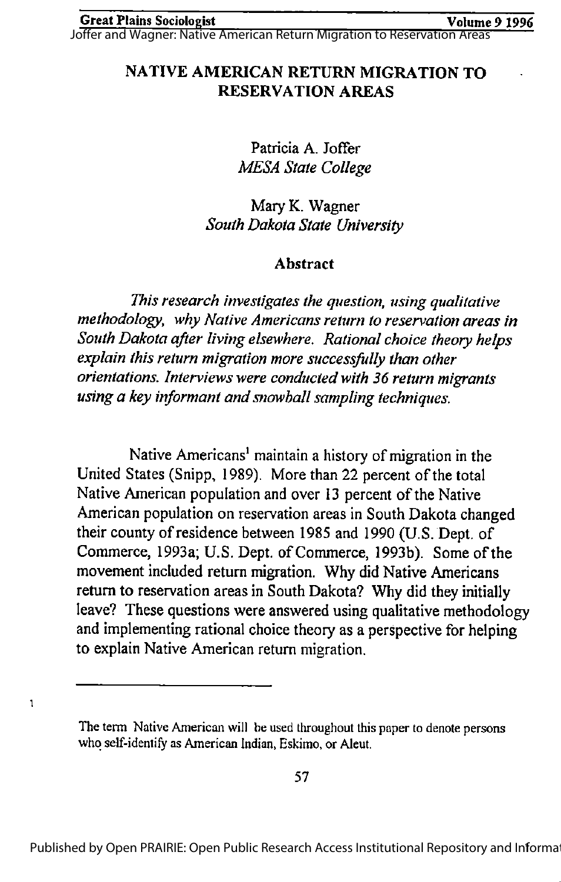# NATIVE AMERICAN RETURN MIGRATION TO RESERVATION AREAS

Patricia A. Joffer
*MESA State College*

Mary K. Wagner
*South Dakota State University*

## Abstract

*This research investigates the question, using qualitative methodology, why Native Americans return to reservation areas in South Dakota after living elsewhere. Rational choice theory helps explain this return migration more successfully than other orientations. Interviews were conducted with 36 return migrants using a key informant and snowball sampling techniques.*

Native Americans[1] maintain a history of migration in the United States (Snipp, 1989). More than 22 percent of the total Native American population and over 13 percent of the Native American population on reservation areas in South Dakota changed their county of residence between 1985 and 1990 (U.S. Dept. of Commerce, 1993a; U.S. Dept. of Commerce, 1993b). Some of the movement included return migration. Why did Native Americans return to reservation areas in South Dakota? Why did they initially leave? These questions were answered using qualitative methodology and implementing rational choice theory as a perspective for helping to explain Native American return migration.

---

[1] The term Native American will be used throughout this paper to denote persons who self-identify as American Indian, Eskimo, or Aleut.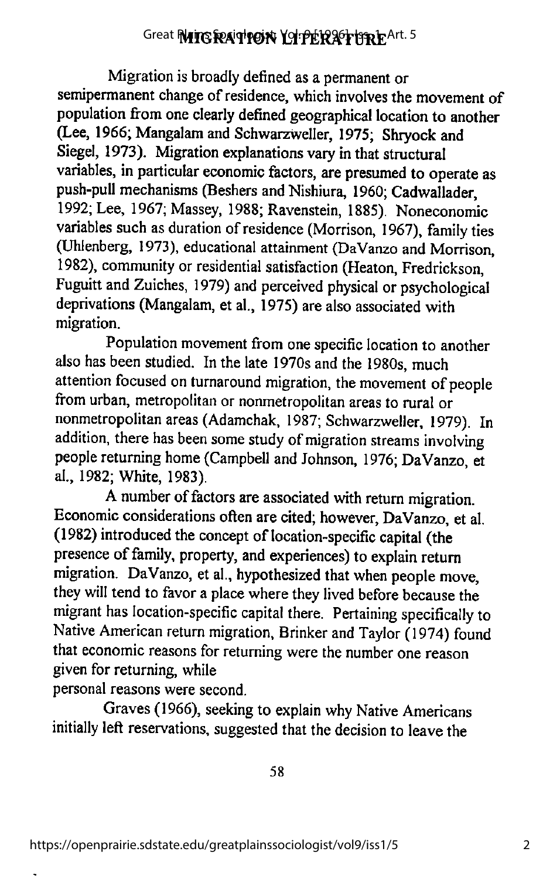# MIGRATION LITERATURE

Migration is broadly defined as a permanent or semipermanent change of residence, which involves the movement of population from one clearly defined geographical location to another (Lee, 1966; Mangalam and Schwarzweller, 1975; Shryock and Siegel, 1973). Migration explanations vary in that structural variables, in particular economic factors, are presumed to operate as push-pull mechanisms (Beshers and Nishiura, 1960; Cadwallader, 1992; Lee, 1967; Massey, 1988; Ravenstein, 1885). Noneconomic variables such as duration of residence (Morrison, 1967), family ties (Uhlenberg, 1973), educational attainment (DaVanzo and Morrison, 1982), community or residential satisfaction (Heaton, Fredrickson, Fuguitt and Zuiches, 1979) and perceived physical or psychological deprivations (Mangalam, et al., 1975) are also associated with migration.

Population movement from one specific location to another also has been studied. In the late 1970s and the 1980s, much attention focused on turnaround migration, the movement of people from urban, metropolitan or nonmetropolitan areas to rural or nonmetropolitan areas (Adamchak, 1987; Schwarzweller, 1979). In addition, there has been some study of migration streams involving people returning home (Campbell and Johnson, 1976; DaVanzo, et al., 1982; White, 1983).

A number of factors are associated with return migration. Economic considerations often are cited; however, DaVanzo, et al. (1982) introduced the concept of location-specific capital (the presence of family, property, and experiences) to explain return migration. DaVanzo, et al., hypothesized that when people move, they will tend to favor a place where they lived before because the migrant has location-specific capital there. Pertaining specifically to Native American return migration, Brinker and Taylor (1974) found that economic reasons for returning were the number one reason given for returning, while personal reasons were second.

Graves (1966), seeking to explain why Native Americans initially left reservations, suggested that the decision to leave the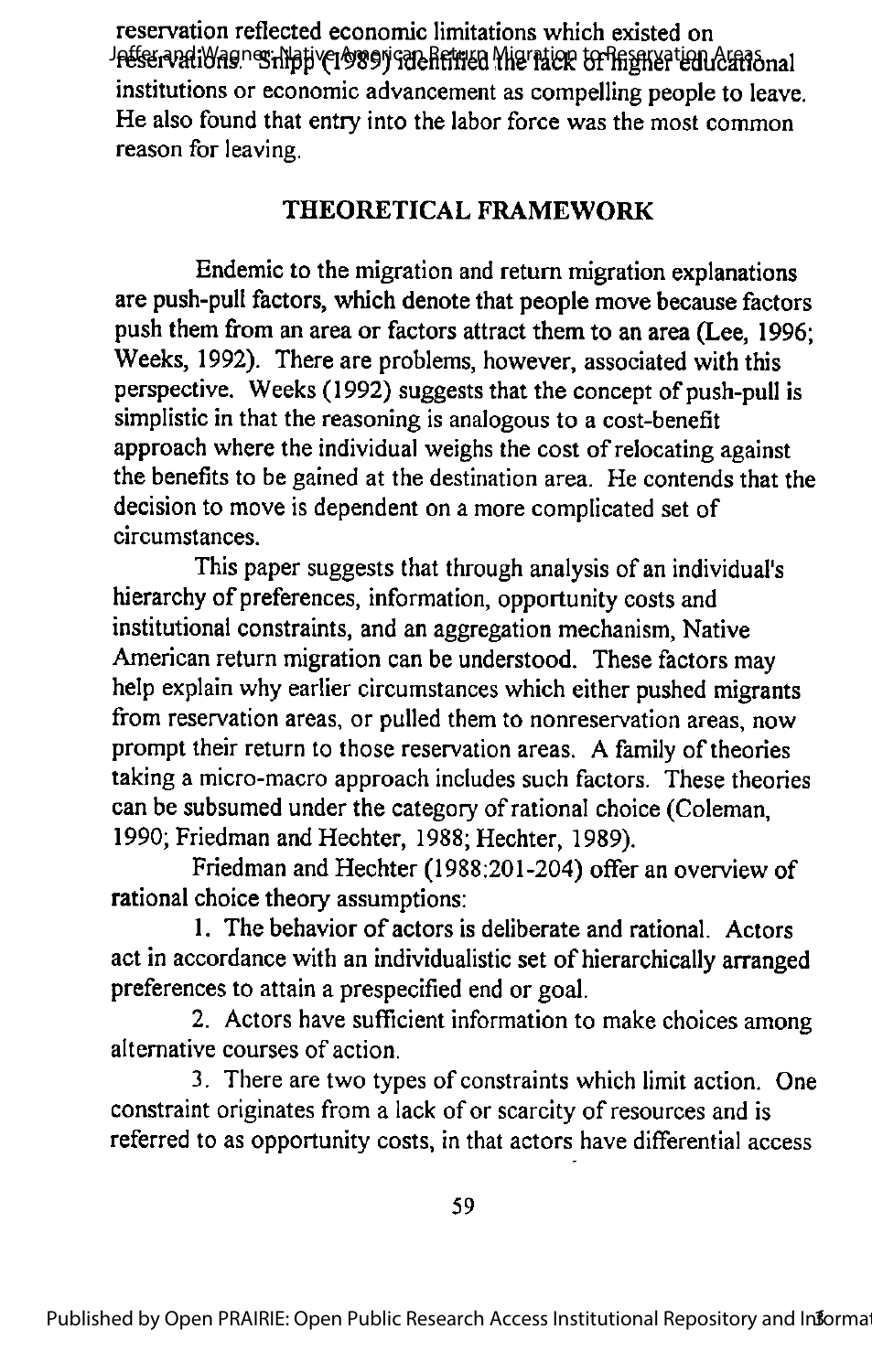reservation reflected economic limitations which existed on reservations. Snipp (1989) identified the lack of higher educational institutions or economic advancement as compelling people to leave. He also found that entry into the labor force was the most common reason for leaving.

## THEORETICAL FRAMEWORK

Endemic to the migration and return migration explanations are push-pull factors, which denote that people move because factors push them from an area or factors attract them to an area (Lee, 1996; Weeks, 1992). There are problems, however, associated with this perspective. Weeks (1992) suggests that the concept of push-pull is simplistic in that the reasoning is analogous to a cost-benefit approach where the individual weighs the cost of relocating against the benefits to be gained at the destination area. He contends that the decision to move is dependent on a more complicated set of circumstances.

This paper suggests that through analysis of an individual's hierarchy of preferences, information, opportunity costs and institutional constraints, and an aggregation mechanism, Native American return migration can be understood. These factors may help explain why earlier circumstances which either pushed migrants from reservation areas, or pulled them to nonreservation areas, now prompt their return to those reservation areas. A family of theories taking a micro-macro approach includes such factors. These theories can be subsumed under the category of rational choice (Coleman, 1990; Friedman and Hechter, 1988; Hechter, 1989).

Friedman and Hechter (1988:201-204) offer an overview of rational choice theory assumptions:

1. The behavior of actors is deliberate and rational. Actors act in accordance with an individualistic set of hierarchically arranged preferences to attain a prespecified end or goal.

2. Actors have sufficient information to make choices among alternative courses of action.

3. There are two types of constraints which limit action. One constraint originates from a lack of or scarcity of resources and is referred to as opportunity costs, in that actors have differential access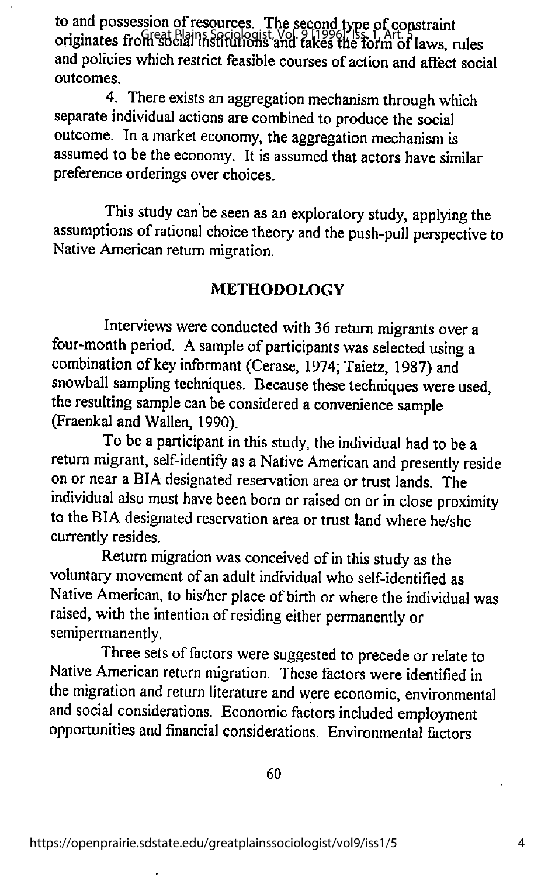to and possession of resources. The second type of constraint originates from social institutions and takes the form of laws, rules and policies which restrict feasible courses of action and affect social outcomes.

4. There exists an aggregation mechanism through which separate individual actions are combined to produce the social outcome. In a market economy, the aggregation mechanism is assumed to be the economy. It is assumed that actors have similar preference orderings over choices.

This study can be seen as an exploratory study, applying the assumptions of rational choice theory and the push-pull perspective to Native American return migration.

## METHODOLOGY

Interviews were conducted with 36 return migrants over a four-month period. A sample of participants was selected using a combination of key informant (Cerase, 1974; Taietz, 1987) and snowball sampling techniques. Because these techniques were used, the resulting sample can be considered a convenience sample (Fraenkal and Wallen, 1990).

To be a participant in this study, the individual had to be a return migrant, self-identify as a Native American and presently reside on or near a BIA designated reservation area or trust lands. The individual also must have been born or raised on or in close proximity to the BIA designated reservation area or trust land where he/she currently resides.

Return migration was conceived of in this study as the voluntary movement of an adult individual who self-identified as Native American, to his/her place of birth or where the individual was raised, with the intention of residing either permanently or semipermanently.

Three sets of factors were suggested to precede or relate to Native American return migration. These factors were identified in the migration and return literature and were economic, environmental and social considerations. Economic factors included employment opportunities and financial considerations. Environmental factors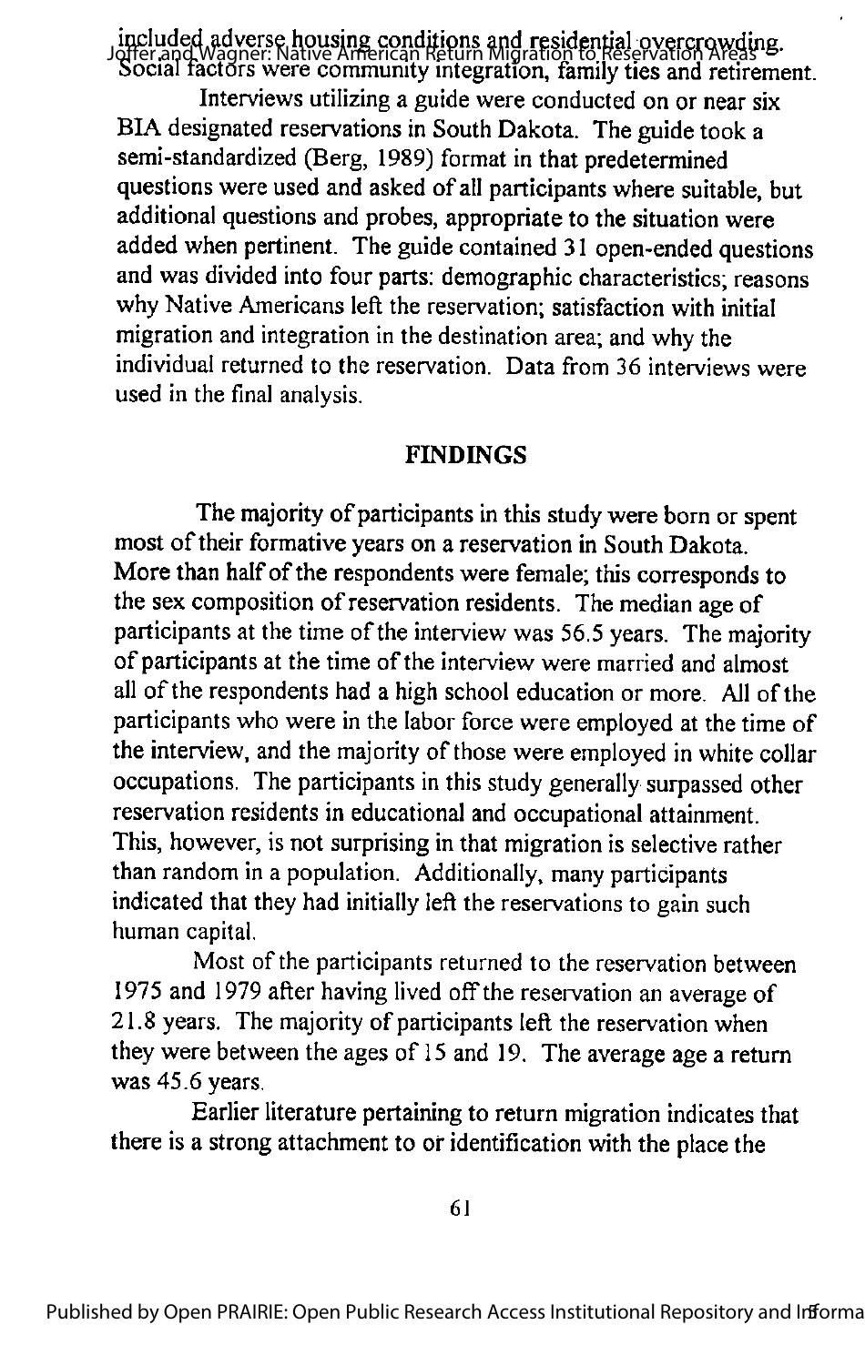included adverse housing conditions and residential overcrowding. Social factors were community integration, family ties and retirement.

Interviews utilizing a guide were conducted on or near six BIA designated reservations in South Dakota. The guide took a semi-standardized (Berg, 1989) format in that predetermined questions were used and asked of all participants where suitable, but additional questions and probes, appropriate to the situation were added when pertinent. The guide contained 31 open-ended questions and was divided into four parts: demographic characteristics; reasons why Native Americans left the reservation; satisfaction with initial migration and integration in the destination area; and why the individual returned to the reservation. Data from 36 interviews were used in the final analysis.

## FINDINGS

The majority of participants in this study were born or spent most of their formative years on a reservation in South Dakota. More than half of the respondents were female; this corresponds to the sex composition of reservation residents. The median age of participants at the time of the interview was 56.5 years. The majority of participants at the time of the interview were married and almost all of the respondents had a high school education or more. All of the participants who were in the labor force were employed at the time of the interview, and the majority of those were employed in white collar occupations. The participants in this study generally surpassed other reservation residents in educational and occupational attainment. This, however, is not surprising in that migration is selective rather than random in a population. Additionally, many participants indicated that they had initially left the reservations to gain such human capital.

Most of the participants returned to the reservation between 1975 and 1979 after having lived off the reservation an average of 21.8 years. The majority of participants left the reservation when they were between the ages of 15 and 19. The average age a return was 45.6 years.

Earlier literature pertaining to return migration indicates that there is a strong attachment to or identification with the place the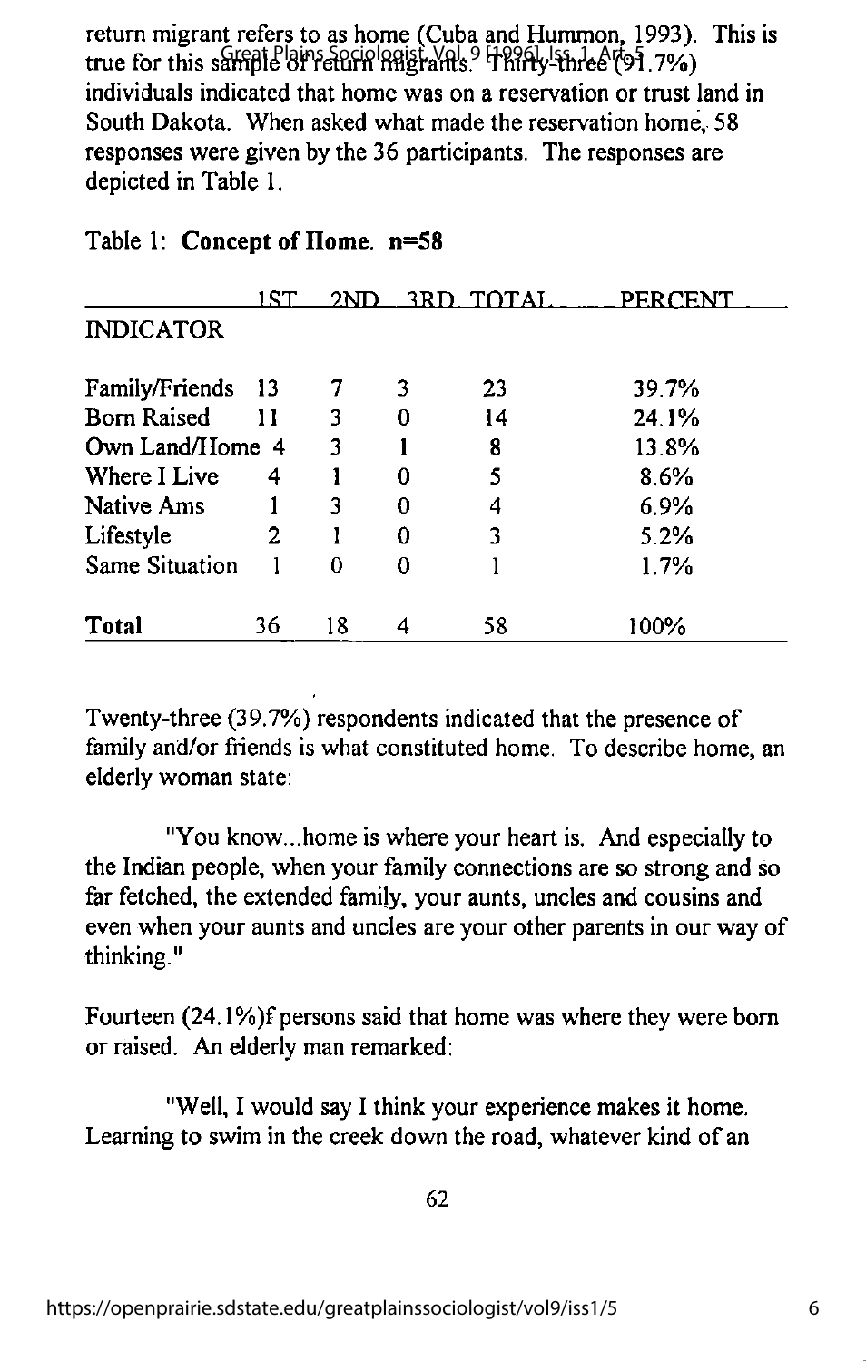return migrant refers to as home (Cuba and Hummon, 1993). This is true for this sample of return migrants. Thirty-three (91.7%) individuals indicated that home was on a reservation or trust land in South Dakota. When asked what made the reservation home, 58 responses were given by the 36 participants. The responses are depicted in Table 1.

Table 1: **Concept of Home. n=58**

| INDICATOR | 1ST | 2ND | 3RD | TOTAL | PERCENT |
|---|---|---|---|---|---|
| Family/Friends | 13 | 7 | 3 | 23 | 39.7% |
| Born Raised | 11 | 3 | 0 | 14 | 24.1% |
| Own Land/Home | 4 | 3 | 1 | 8 | 13.8% |
| Where I Live | 4 | 1 | 0 | 5 | 8.6% |
| Native Ams | 1 | 3 | 0 | 4 | 6.9% |
| Lifestyle | 2 | 1 | 0 | 3 | 5.2% |
| Same Situation | 1 | 0 | 0 | 1 | 1.7% |
| **Total** | 36 | 18 | 4 | 58 | 100% |

Twenty-three (39.7%) respondents indicated that the presence of family and/or friends is what constituted home. To describe home, an elderly woman state:

"You know...home is where your heart is. And especially to the Indian people, when your family connections are so strong and so far fetched, the extended family, your aunts, uncles and cousins and even when your aunts and uncles are your other parents in our way of thinking."

Fourteen (24.1%)f persons said that home was where they were born or raised. An elderly man remarked:

"Well, I would say I think your experience makes it home. Learning to swim in the creek down the road, whatever kind of an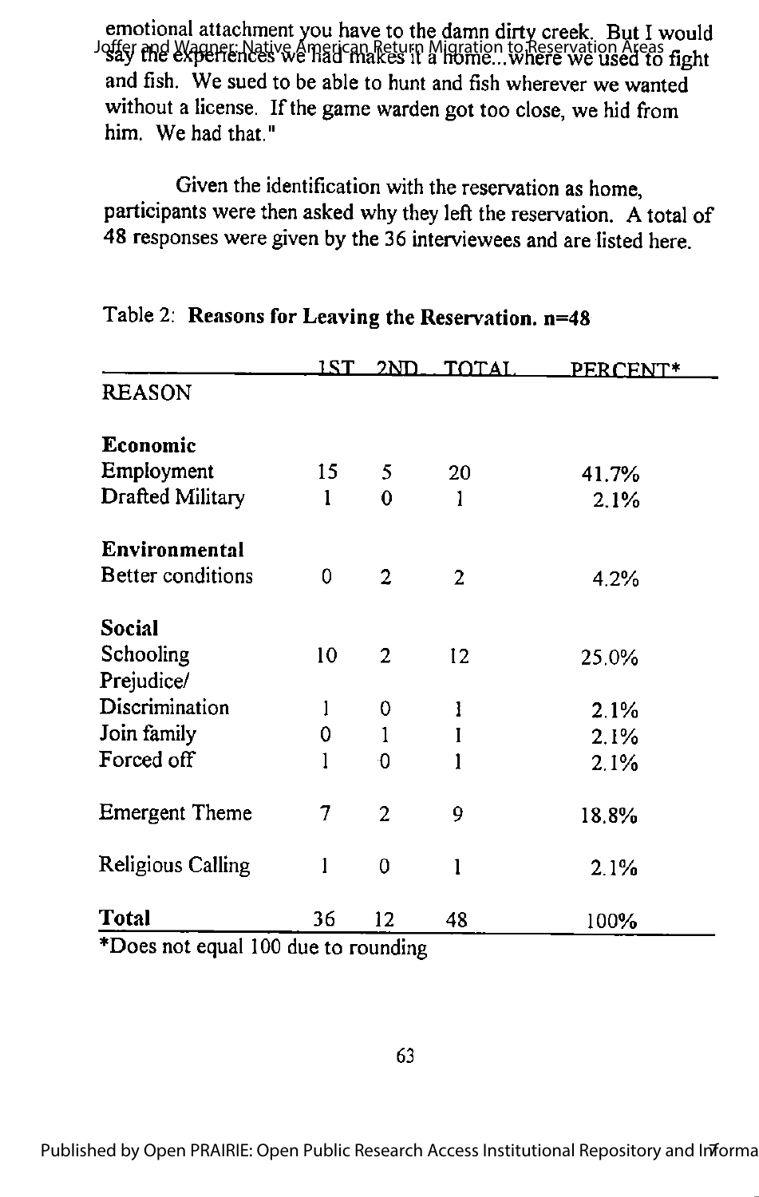emotional attachment you have to the damn dirty creek. But I would say the experiences we had makes it a home...where we used to fight and fish. We sued to be able to hunt and fish wherever we wanted without a license. If the game warden got too close, we hid from him. We had that."

Given the identification with the reservation as home, participants were then asked why they left the reservation. A total of 48 responses were given by the 36 interviewees and are listed here.

Table 2: **Reasons for Leaving the Reservation. n=48**

| REASON | 1ST | 2ND | TOTAL | PERCENT* |
|---|---|---|---|---|
| **Economic** | | | | |
| Employment | 15 | 5 | 20 | 41.7% |
| Drafted Military | 1 | 0 | 1 | 2.1% |
| **Environmental** | | | | |
| Better conditions | 0 | 2 | 2 | 4.2% |
| **Social** | | | | |
| Schooling | 10 | 2 | 12 | 25.0% |
| Prejudice/ Discrimination | 1 | 0 | 1 | 2.1% |
| Join family | 0 | 1 | 1 | 2.1% |
| Forced off | 1 | 0 | 1 | 2.1% |
| Emergent Theme | 7 | 2 | 9 | 18.8% |
| Religious Calling | 1 | 0 | 1 | 2.1% |
| **Total** | 36 | 12 | 48 | 100% |

*Does not equal 100 due to rounding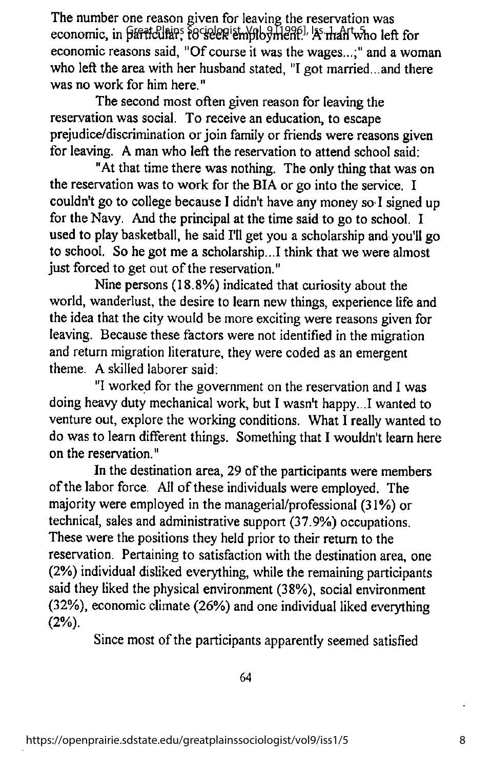The number one reason given for leaving the reservation was economic, in particular, to seek employment. A man who left for economic reasons said, "Of course it was the wages...;" and a woman who left the area with her husband stated, "I got married...and there was no work for him here."

The second most often given reason for leaving the reservation was social. To receive an education, to escape prejudice/discrimination or join family or friends were reasons given for leaving. A man who left the reservation to attend school said:

"At that time there was nothing. The only thing that was on the reservation was to work for the BIA or go into the service. I couldn't go to college because I didn't have any money so I signed up for the Navy. And the principal at the time said to go to school. I used to play basketball, he said I'll get you a scholarship and you'll go to school. So he got me a scholarship...I think that we were almost just forced to get out of the reservation."

Nine persons (18.8%) indicated that curiosity about the world, wanderlust, the desire to learn new things, experience life and the idea that the city would be more exciting were reasons given for leaving. Because these factors were not identified in the migration and return migration literature, they were coded as an emergent theme. A skilled laborer said:

"I worked for the government on the reservation and I was doing heavy duty mechanical work, but I wasn't happy...I wanted to venture out, explore the working conditions. What I really wanted to do was to learn different things. Something that I wouldn't learn here on the reservation."

In the destination area, 29 of the participants were members of the labor force. All of these individuals were employed. The majority were employed in the managerial/professional (31%) or technical, sales and administrative support (37.9%) occupations. These were the positions they held prior to their return to the reservation. Pertaining to satisfaction with the destination area, one (2%) individual disliked everything, while the remaining participants said they liked the physical environment (38%), social environment (32%), economic climate (26%) and one individual liked everything (2%).

Since most of the participants apparently seemed satisfied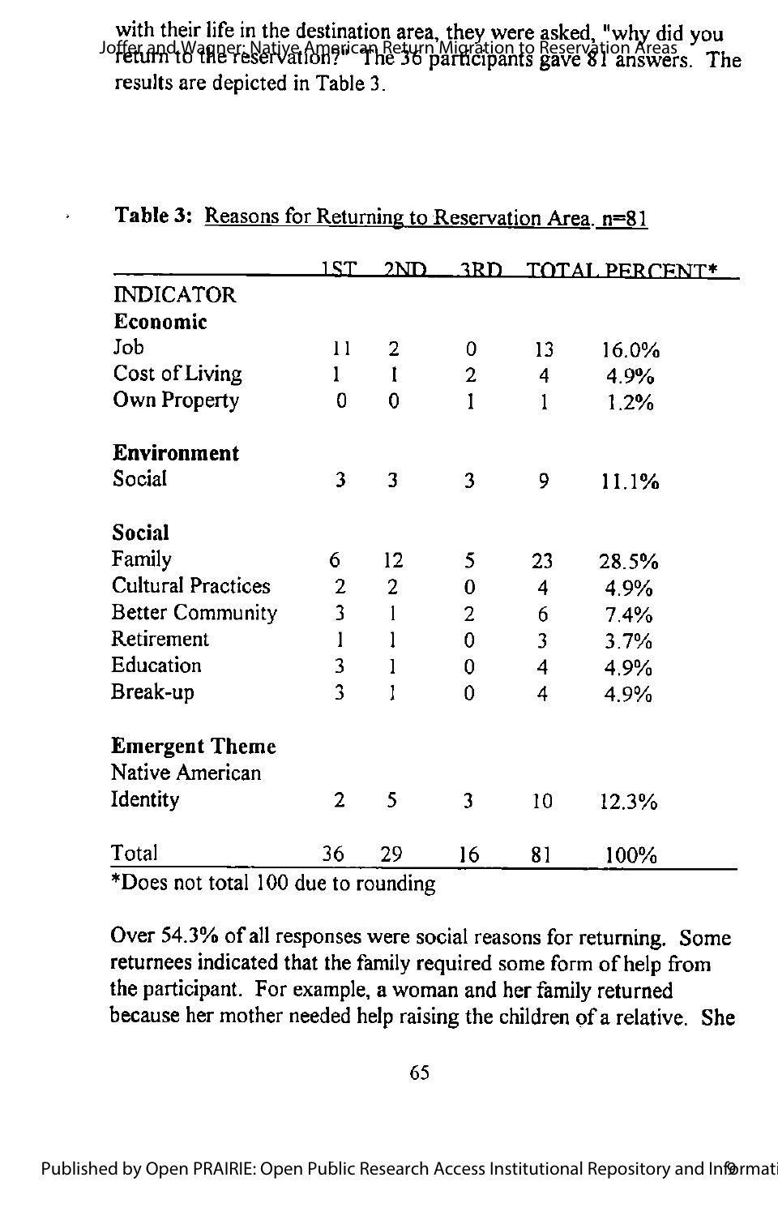with their life in the destination area, they were asked, "why did you return to the reservation?" The 36 participants gave 81 answers. The results are depicted in Table 3.

**Table 3:** Reasons for Returning to Reservation Area. n=81

| | 1ST | 2ND | 3RD | TOTAL | PERCENT* |
|---|---|---|---|---|---|
| INDICATOR | | | | | |
| **Economic** | | | | | |
| Job | 11 | 2 | 0 | 13 | 16.0% |
| Cost of Living | 1 | 1 | 2 | 4 | 4.9% |
| Own Property | 0 | 0 | 1 | 1 | 1.2% |
| **Environment** | | | | | |
| Social | 3 | 3 | 3 | 9 | 11.1% |
| **Social** | | | | | |
| Family | 6 | 12 | 5 | 23 | 28.5% |
| Cultural Practices | 2 | 2 | 0 | 4 | 4.9% |
| Better Community | 3 | 1 | 2 | 6 | 7.4% |
| Retirement | 1 | 1 | 0 | 3 | 3.7% |
| Education | 3 | 1 | 0 | 4 | 4.9% |
| Break-up | 3 | 1 | 0 | 4 | 4.9% |
| **Emergent Theme** | | | | | |
| Native American Identity | 2 | 5 | 3 | 10 | 12.3% |
| Total | 36 | 29 | 16 | 81 | 100% |

*Does not total 100 due to rounding

Over 54.3% of all responses were social reasons for returning. Some returnees indicated that the family required some form of help from the participant. For example, a woman and her family returned because her mother needed help raising the children of a relative. She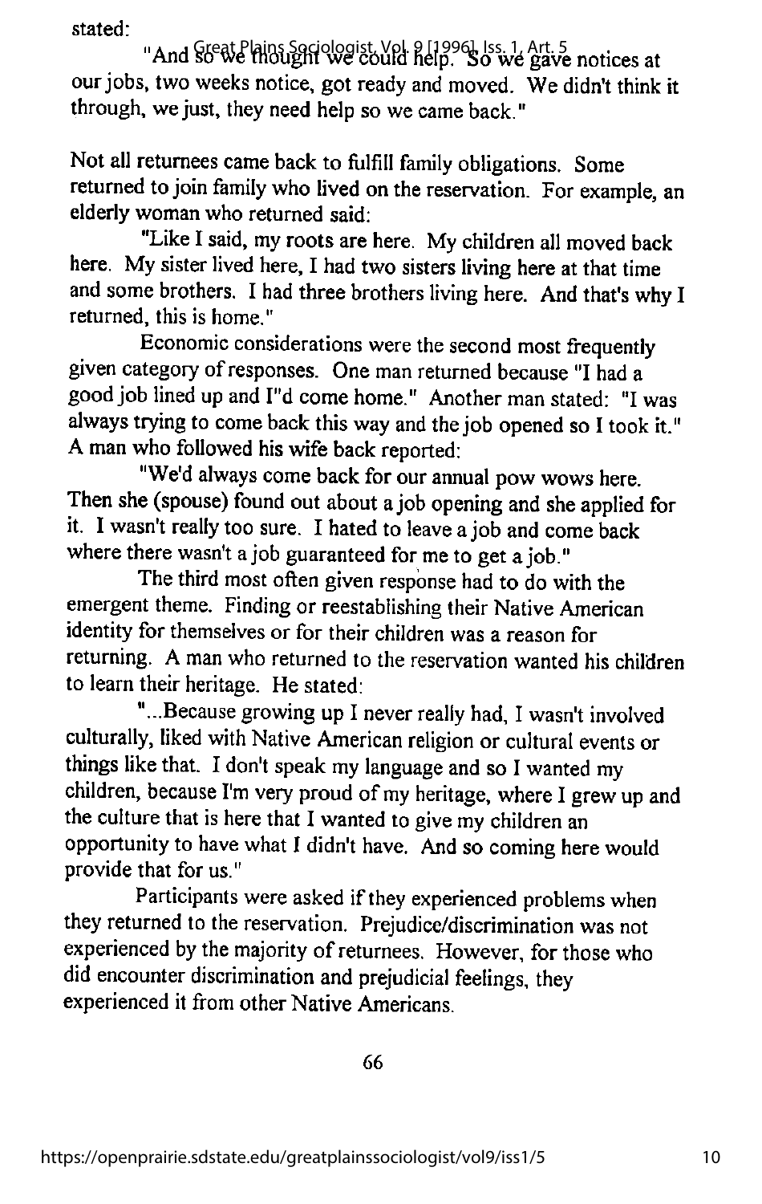stated:

"And so we thought we could help. So we gave notices at our jobs, two weeks notice, got ready and moved. We didn't think it through, we just, they need help so we came back."

Not all returnees came back to fulfill family obligations. Some returned to join family who lived on the reservation. For example, an elderly woman who returned said:

"Like I said, my roots are here. My children all moved back here. My sister lived here, I had two sisters living here at that time and some brothers. I had three brothers living here. And that's why I returned, this is home."

Economic considerations were the second most frequently given category of responses. One man returned because "I had a good job lined up and I"d come home." Another man stated: "I was always trying to come back this way and the job opened so I took it." A man who followed his wife back reported:

"We'd always come back for our annual pow wows here. Then she (spouse) found out about a job opening and she applied for it. I wasn't really too sure. I hated to leave a job and come back where there wasn't a job guaranteed for me to get a job."

The third most often given response had to do with the emergent theme. Finding or reestablishing their Native American identity for themselves or for their children was a reason for returning. A man who returned to the reservation wanted his children to learn their heritage. He stated:

"...Because growing up I never really had, I wasn't involved culturally, liked with Native American religion or cultural events or things like that. I don't speak my language and so I wanted my children, because I'm very proud of my heritage, where I grew up and the culture that is here that I wanted to give my children an opportunity to have what I didn't have. And so coming here would provide that for us."

Participants were asked if they experienced problems when they returned to the reservation. Prejudice/discrimination was not experienced by the majority of returnees. However, for those who did encounter discrimination and prejudicial feelings, they experienced it from other Native Americans.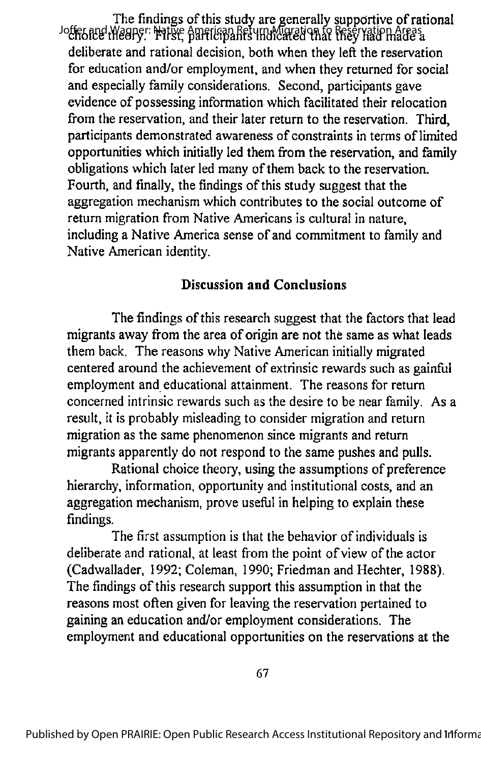The findings of this study are generally supportive of rational choice theory. First, participants indicated that they had made a deliberate and rational decision, both when they left the reservation for education and/or employment, and when they returned for social and especially family considerations. Second, participants gave evidence of possessing information which facilitated their relocation from the reservation, and their later return to the reservation. Third, participants demonstrated awareness of constraints in terms of limited opportunities which initially led them from the reservation, and family obligations which later led many of them back to the reservation. Fourth, and finally, the findings of this study suggest that the aggregation mechanism which contributes to the social outcome of return migration from Native Americans is cultural in nature, including a Native America sense of and commitment to family and Native American identity.

## Discussion and Conclusions

The findings of this research suggest that the factors that lead migrants away from the area of origin are not the same as what leads them back. The reasons why Native American initially migrated centered around the achievement of extrinsic rewards such as gainful employment and educational attainment. The reasons for return concerned intrinsic rewards such as the desire to be near family. As a result, it is probably misleading to consider migration and return migration as the same phenomenon since migrants and return migrants apparently do not respond to the same pushes and pulls.

Rational choice theory, using the assumptions of preference hierarchy, information, opportunity and institutional costs, and an aggregation mechanism, prove useful in helping to explain these findings.

The first assumption is that the behavior of individuals is deliberate and rational, at least from the point of view of the actor (Cadwallader, 1992; Coleman, 1990; Friedman and Hechter, 1988). The findings of this research support this assumption in that the reasons most often given for leaving the reservation pertained to gaining an education and/or employment considerations. The employment and educational opportunities on the reservations at the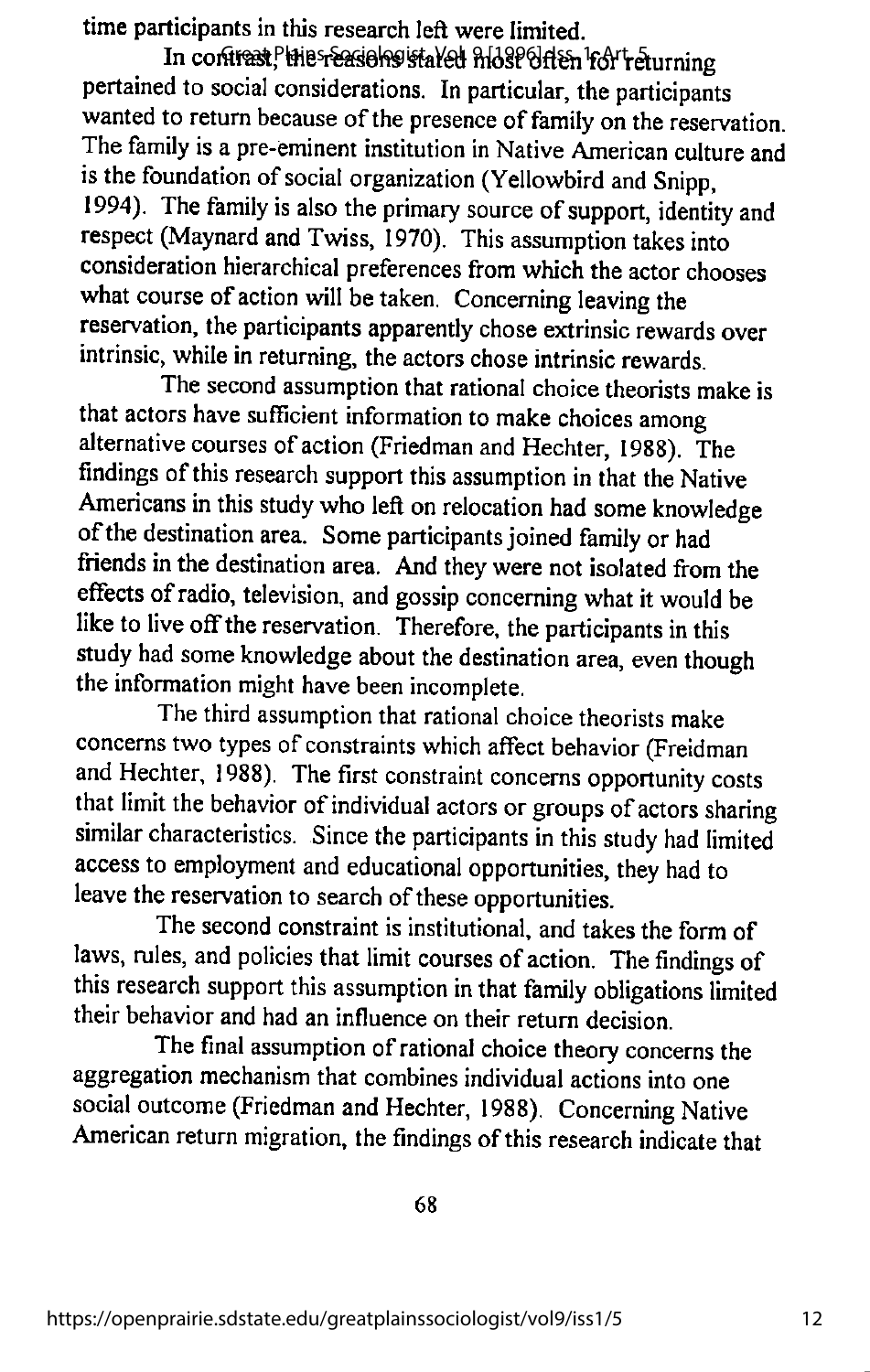time participants in this research left were limited.

In contrast, the reasons stated most often for returning pertained to social considerations. In particular, the participants wanted to return because of the presence of family on the reservation. The family is a pre-eminent institution in Native American culture and is the foundation of social organization (Yellowbird and Snipp, 1994). The family is also the primary source of support, identity and respect (Maynard and Twiss, 1970). This assumption takes into consideration hierarchical preferences from which the actor chooses what course of action will be taken. Concerning leaving the reservation, the participants apparently chose extrinsic rewards over intrinsic, while in returning, the actors chose intrinsic rewards.

The second assumption that rational choice theorists make is that actors have sufficient information to make choices among alternative courses of action (Friedman and Hechter, 1988). The findings of this research support this assumption in that the Native Americans in this study who left on relocation had some knowledge of the destination area. Some participants joined family or had friends in the destination area. And they were not isolated from the effects of radio, television, and gossip concerning what it would be like to live off the reservation. Therefore, the participants in this study had some knowledge about the destination area, even though the information might have been incomplete.

The third assumption that rational choice theorists make concerns two types of constraints which affect behavior (Freidman and Hechter, 1988). The first constraint concerns opportunity costs that limit the behavior of individual actors or groups of actors sharing similar characteristics. Since the participants in this study had limited access to employment and educational opportunities, they had to leave the reservation to search of these opportunities.

The second constraint is institutional, and takes the form of laws, rules, and policies that limit courses of action. The findings of this research support this assumption in that family obligations limited their behavior and had an influence on their return decision.

The final assumption of rational choice theory concerns the aggregation mechanism that combines individual actions into one social outcome (Friedman and Hechter, 1988). Concerning Native American return migration, the findings of this research indicate that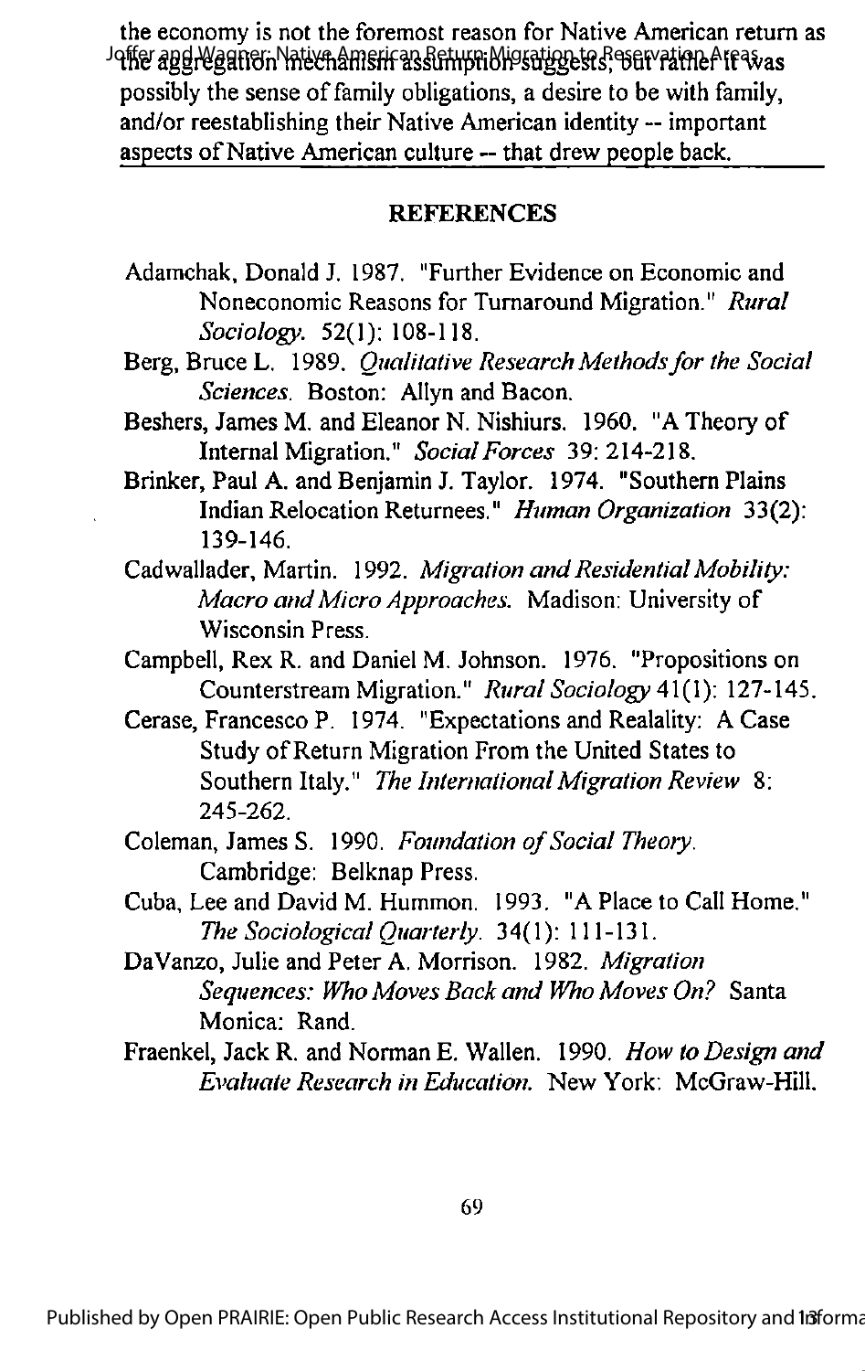the economy is not the foremost reason for Native American return as the aggregation mechanism assumption suggests, but rather it was possibly the sense of family obligations, a desire to be with family, and/or reestablishing their Native American identity -- important aspects of Native American culture -- that drew people back.

## REFERENCES

Adamchak, Donald J. 1987. "Further Evidence on Economic and Noneconomic Reasons for Turnaround Migration." *Rural Sociology*. 52(1): 108-118.

Berg, Bruce L. 1989. *Qualitative Research Methods for the Social Sciences*. Boston: Allyn and Bacon.

Beshers, James M. and Eleanor N. Nishiurs. 1960. "A Theory of Internal Migration." *Social Forces* 39: 214-218.

Brinker, Paul A. and Benjamin J. Taylor. 1974. "Southern Plains Indian Relocation Returnees." *Human Organization* 33(2): 139-146.

Cadwallader, Martin. 1992. *Migration and Residential Mobility: Macro and Micro Approaches*. Madison: University of Wisconsin Press.

Campbell, Rex R. and Daniel M. Johnson. 1976. "Propositions on Counterstream Migration." *Rural Sociology* 41(1): 127-145.

Cerase, Francesco P. 1974. "Expectations and Realality: A Case Study of Return Migration From the United States to Southern Italy." *The International Migration Review* 8: 245-262.

Coleman, James S. 1990. *Foundation of Social Theory*. Cambridge: Belknap Press.

Cuba, Lee and David M. Hummon. 1993. "A Place to Call Home." *The Sociological Quarterly*. 34(1): 111-131.

DaVanzo, Julie and Peter A. Morrison. 1982. *Migration Sequences: Who Moves Back and Who Moves On?* Santa Monica: Rand.

Fraenkel, Jack R. and Norman E. Wallen. 1990. *How to Design and Evaluate Research in Education*. New York: McGraw-Hill.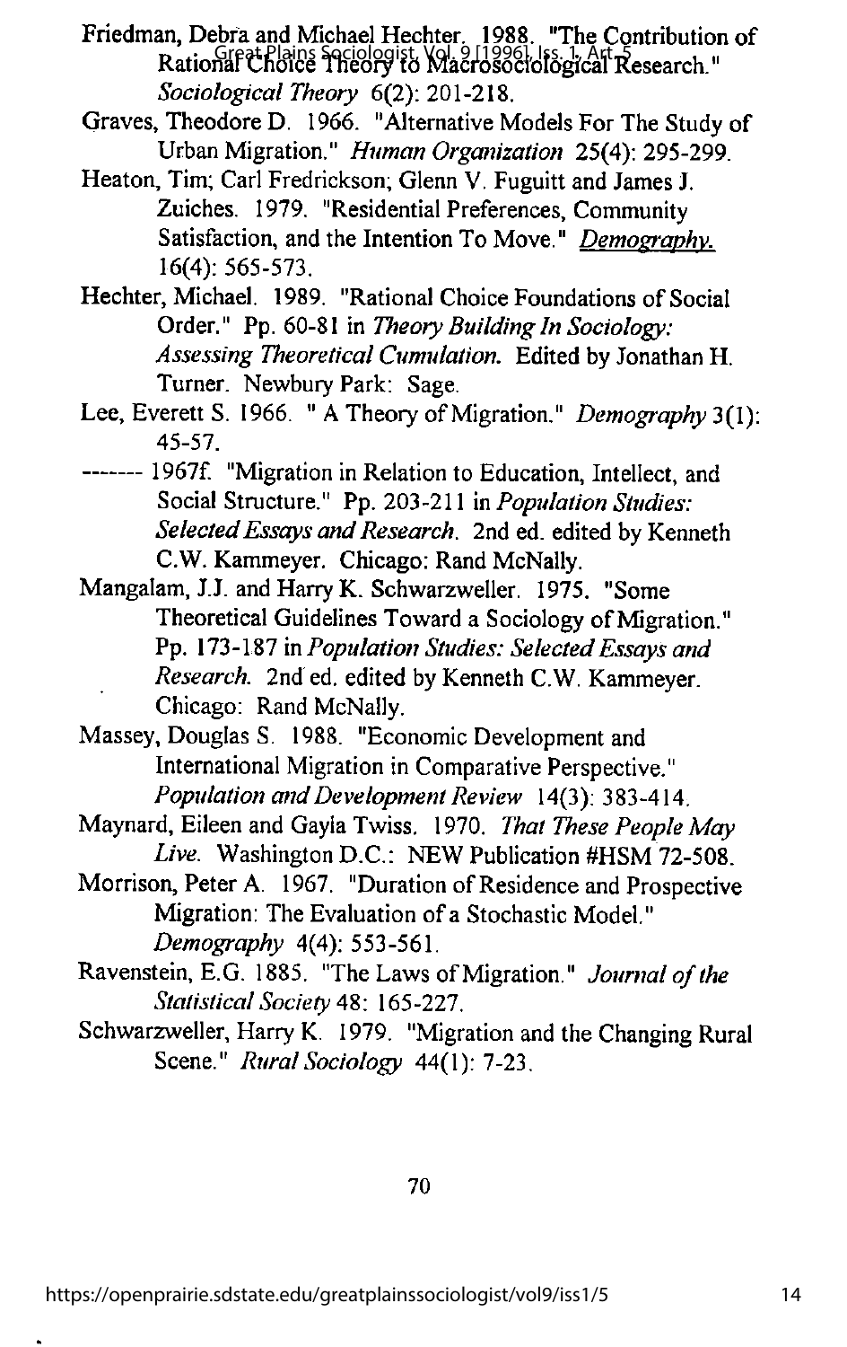Friedman, Debra and Michael Hechter. 1988. "The Contribution of Rational Choice Theory to Macrosociological Research." *Sociological Theory* 6(2): 201-218.

Graves, Theodore D. 1966. "Alternative Models For The Study of Urban Migration." *Human Organization* 25(4): 295-299.

Heaton, Tim; Carl Fredrickson; Glenn V. Fuguitt and James J. Zuiches. 1979. "Residential Preferences, Community Satisfaction, and the Intention To Move." *Demography.* 16(4): 565-573.

Hechter, Michael. 1989. "Rational Choice Foundations of Social Order." Pp. 60-81 in *Theory Building In Sociology: Assessing Theoretical Cumulation.* Edited by Jonathan H. Turner. Newbury Park: Sage.

Lee, Everett S. 1966. " A Theory of Migration." *Demography* 3(1): 45-57.

------- 1967f. "Migration in Relation to Education, Intellect, and Social Structure." Pp. 203-211 in *Population Studies: Selected Essays and Research.* 2nd ed. edited by Kenneth C.W. Kammeyer. Chicago: Rand McNally.

Mangalam, J.J. and Harry K. Schwarzweller. 1975. "Some Theoretical Guidelines Toward a Sociology of Migration." Pp. 173-187 in *Population Studies: Selected Essays and Research.* 2nd ed. edited by Kenneth C.W. Kammeyer. Chicago: Rand McNally.

Massey, Douglas S. 1988. "Economic Development and International Migration in Comparative Perspective." *Population and Development Review* 14(3): 383-414.

Maynard, Eileen and Gayla Twiss. 1970. *That These People May Live.* Washington D.C.: NEW Publication #HSM 72-508.

Morrison, Peter A. 1967. "Duration of Residence and Prospective Migration: The Evaluation of a Stochastic Model." *Demography* 4(4): 553-561.

Ravenstein, E.G. 1885. "The Laws of Migration." *Journal of the Statistical Society* 48: 165-227.

Schwarzweller, Harry K. 1979. "Migration and the Changing Rural Scene." *Rural Sociology* 44(1): 7-23.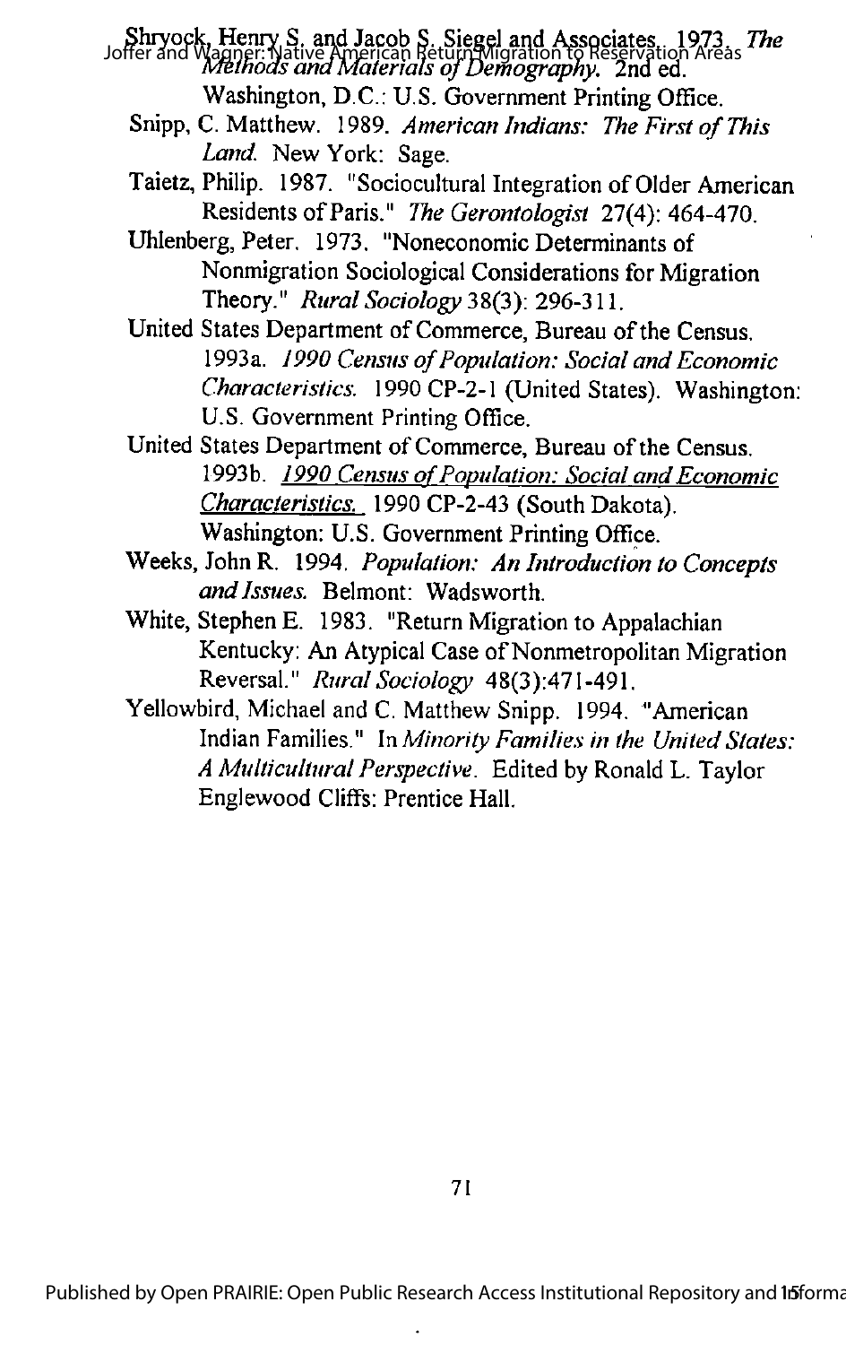Shryock, Henry S. and Jacob S. Siegel and Associates. 1973. *The Methods and Materials of Demography*. 2nd ed. Washington, D.C.: U.S. Government Printing Office.

Snipp, C. Matthew. 1989. *American Indians: The First of This Land.* New York: Sage.

Taietz, Philip. 1987. "Sociocultural Integration of Older American Residents of Paris." *The Gerontologist* 27(4): 464-470.

Uhlenberg, Peter. 1973. "Noneconomic Determinants of Nonmigration Sociological Considerations for Migration Theory." *Rural Sociology* 38(3): 296-311.

United States Department of Commerce, Bureau of the Census. 1993a. *1990 Census of Population: Social and Economic Characteristics.* 1990 CP-2-1 (United States). Washington: U.S. Government Printing Office.

United States Department of Commerce, Bureau of the Census. 1993b. *1990 Census of Population: Social and Economic Characteristics.* 1990 CP-2-43 (South Dakota). Washington: U.S. Government Printing Office.

Weeks, John R. 1994. *Population: An Introduction to Concepts and Issues.* Belmont: Wadsworth.

White, Stephen E. 1983. "Return Migration to Appalachian Kentucky: An Atypical Case of Nonmetropolitan Migration Reversal." *Rural Sociology* 48(3):471-491.

Yellowbird, Michael and C. Matthew Snipp. 1994. "American Indian Families." In *Minority Families in the United States: A Multicultural Perspective*. Edited by Ronald L. Taylor Englewood Cliffs: Prentice Hall.